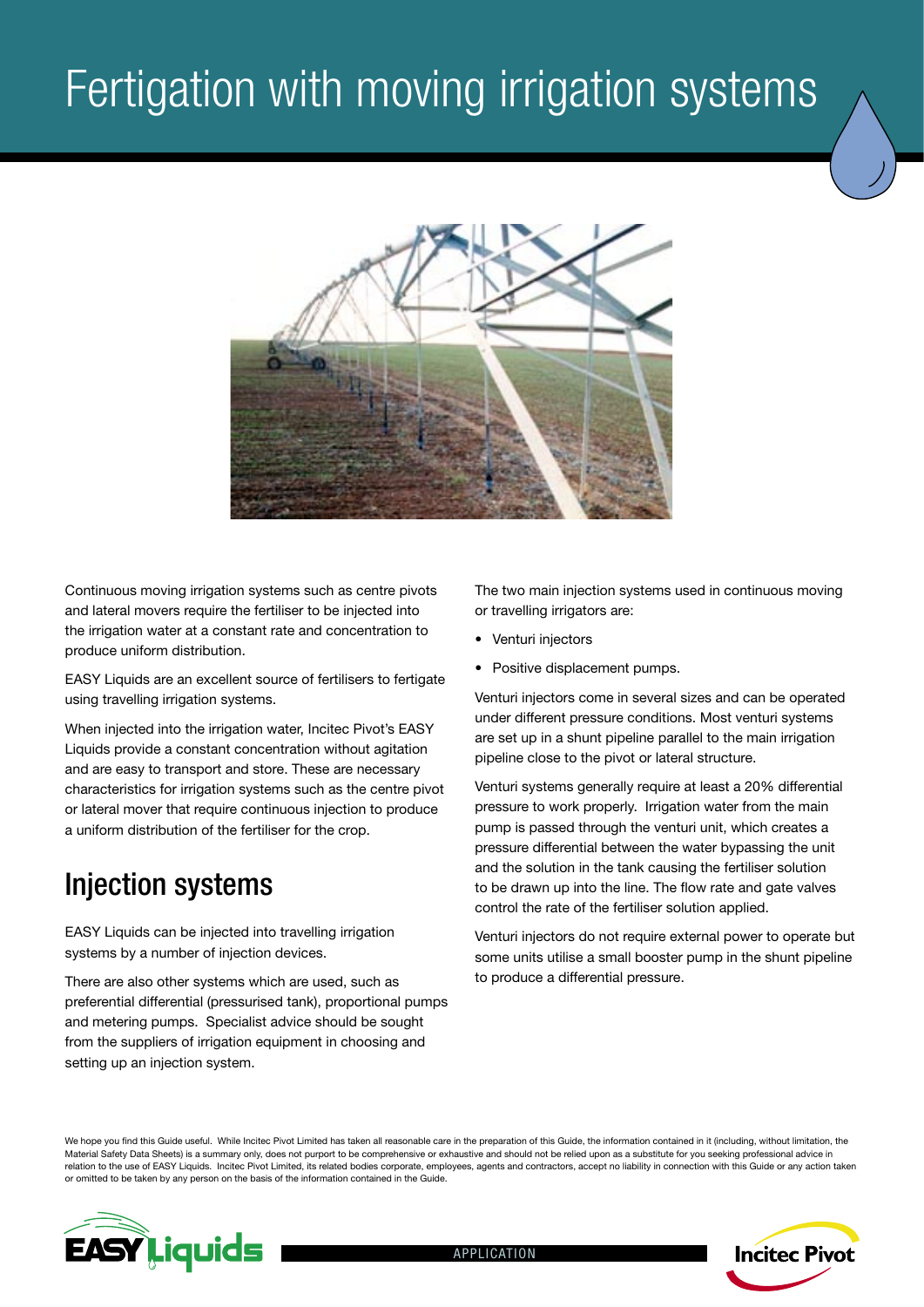# Fertigation with moving irrigation systems

Continuous moving irrigation systems such as centre pivots and lateral movers require the fertiliser to be injected into the irrigation water at a constant rate and concentration to produce uniform distribution.

EASY Liquids are an excellent source of fertilisers to fertigate using travelling irrigation systems.

When injected into the irrigation water, Incitec Pivot's EASY Liquids provide a constant concentration without agitation and are easy to transport and store. These are necessary characteristics for irrigation systems such as the centre pivot or lateral mover that require continuous injection to produce a uniform distribution of the fertiliser for the crop.

## Injection systems

EASY Liquids can be injected into travelling irrigation systems by a number of injection devices.

There are also other systems which are used, such as preferential differential (pressurised tank), proportional pumps and metering pumps. Specialist advice should be sought from the suppliers of irrigation equipment in choosing and setting up an injection system.

The two main injection systems used in continuous moving or travelling irrigators are:

- Venturi injectors
- Positive displacement pumps.

Venturi injectors come in several sizes and can be operated under different pressure conditions. Most venturi systems are set up in a shunt pipeline parallel to the main irrigation pipeline close to the pivot or lateral structure.

Venturi systems generally require at least a 20% differential pressure to work properly. Irrigation water from the main pump is passed through the venturi unit, which creates a pressure differential between the water bypassing the unit and the solution in the tank causing the fertiliser solution to be drawn up into the line. The flow rate and gate valves control the rate of the fertiliser solution applied.

Venturi injectors do not require external power to operate but some units utilise a small booster pump in the shunt pipeline to produce a differential pressure.

We hope you find this Guide useful. While Incitec Pivot Limited has taken all reasonable care in the preparation of this Guide, the information contained in it (including, without limitation, the Material Safety Data Sheets) is a summary only, does not purport to be comprehensive or exhaustive and should not be relied upon as a substitute for you seeking professional advice in relation to the use of EASY Liquids. Incitec Pivot Limited, its related bodies corporate, employees, agents and contractors, accept no liability in connection with this Guide or any action taken or omitted to be taken by any person on the basis of the information contained in the Guide.

EASY Liquids — APPLICATION — Incitec Pivot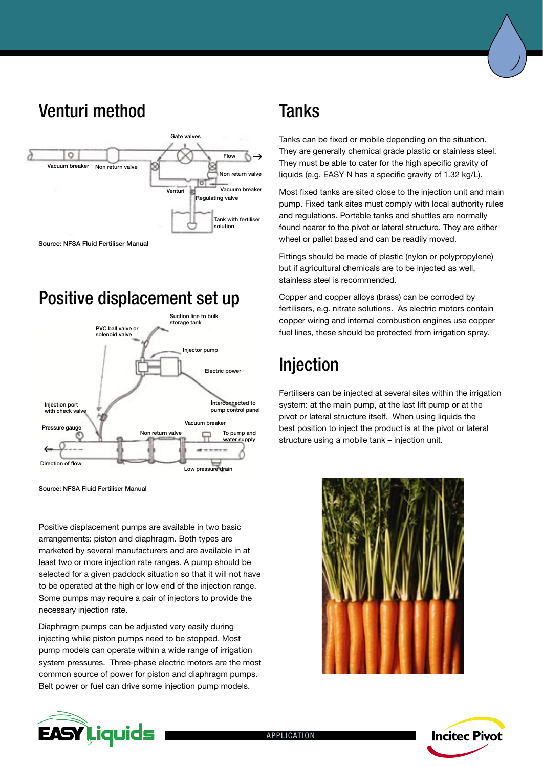## Venturi method

Gate valves

Flow

Vacuum breaker

Non return valve

Non return valve

Vacuum breaker

Venturi

Regulating valve

Tank with fertiliser solution

Source: NFSA Fluid Fertiliser Manual

## Positive displacement set up

Suction line to bulk storage tank

PVC ball valve or solenoid valve

Injector pump

Electric power

Injection port with check valve

Interconnected to pump control panel

Vacuum breaker

Pressure gauge

Non return valve

To pump and water supply

Direction of flow

Low pressure drain

Source: NFSA Fluid Fertiliser Manual

Positive displacement pumps are available in two basic arrangements: piston and diaphragm. Both types are marketed by several manufacturers and are available in at least two or more injection rate ranges. A pump should be selected for a given paddock situation so that it will not have to be operated at the high or low end of the injection range. Some pumps may require a pair of injectors to provide the necessary injection rate.

Diaphragm pumps can be adjusted very easily during injecting while piston pumps need to be stopped. Most pump models can operate within a wide range of irrigation system pressures. Three-phase electric motors are the most common source of power for piston and diaphragm pumps. Belt power or fuel can drive some injection pump models.

## Tanks

Tanks can be fixed or mobile depending on the situation. They are generally chemical grade plastic or stainless steel. They must be able to cater for the high specific gravity of liquids (e.g. EASY N has a specific gravity of 1.32 kg/L).

Most fixed tanks are sited close to the injection unit and main pump. Fixed tank sites must comply with local authority rules and regulations. Portable tanks and shuttles are normally found nearer to the pivot or lateral structure. They are either wheel or pallet based and can be readily moved.

Fittings should be made of plastic (nylon or polypropylene) but if agricultural chemicals are to be injected as well, stainless steel is recommended.

Copper and copper alloys (brass) can be corroded by fertilisers, e.g. nitrate solutions. As electric motors contain copper wiring and internal combustion engines use copper fuel lines, these should be protected from irrigation spray.

## Injection

Fertilisers can be injected at several sites within the irrigation system: at the main pump, at the last lift pump or at the pivot or lateral structure itself. When using liquids the best position to inject the product is at the pivot or lateral structure using a mobile tank – injection unit.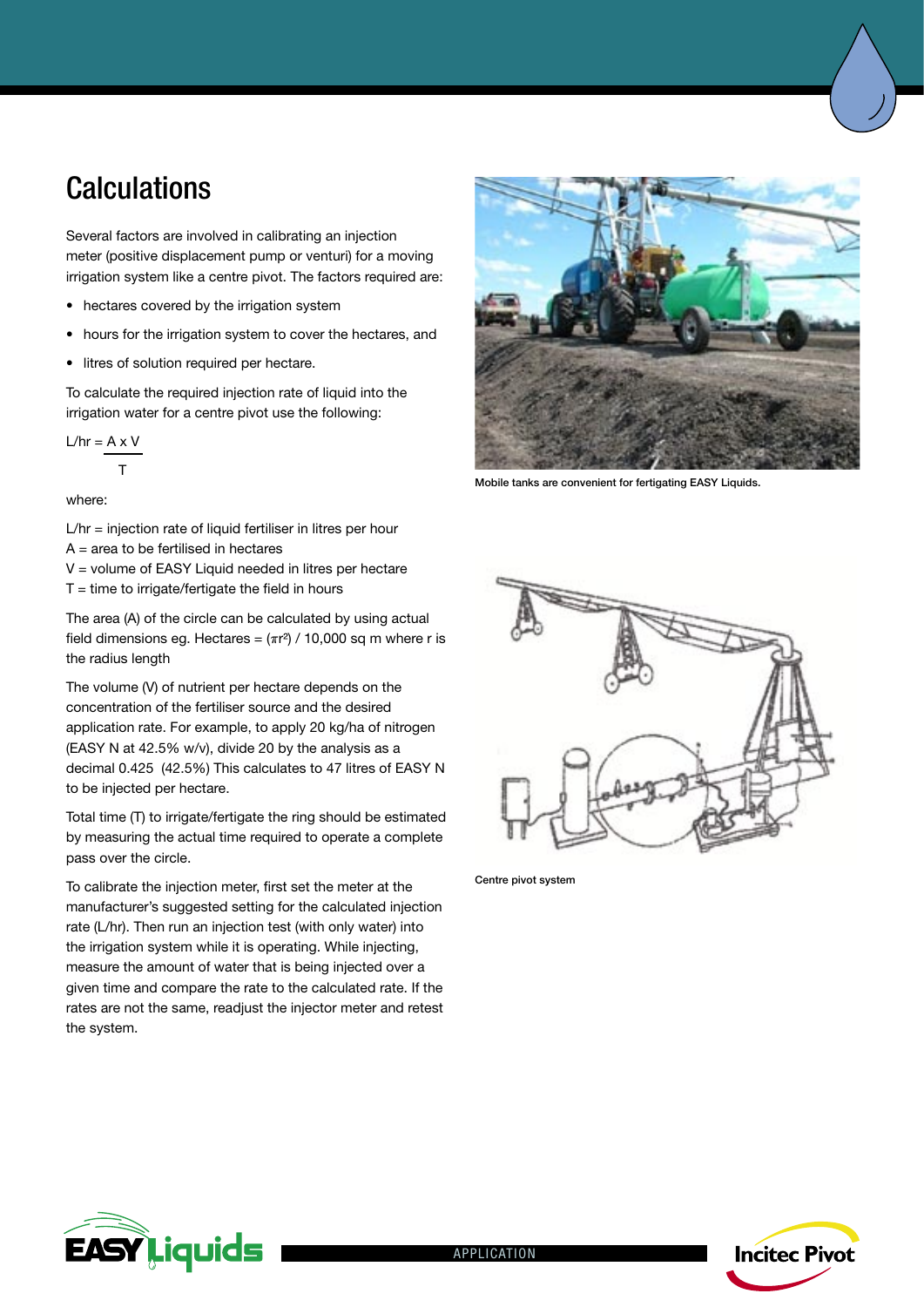# Calculations

Several factors are involved in calibrating an injection meter (positive displacement pump or venturi) for a moving irrigation system like a centre pivot. The factors required are:

- hectares covered by the irrigation system
- hours for the irrigation system to cover the hectares, and
- litres of solution required per hectare.

To calculate the required injection rate of liquid into the irrigation water for a centre pivot use the following:

$$L/hr = \frac{A \times V}{T}$$

where:

L/hr = injection rate of liquid fertiliser in litres per hour
A = area to be fertilised in hectares
V = volume of EASY Liquid needed in litres per hectare
T = time to irrigate/fertigate the field in hours

The area (A) of the circle can be calculated by using actual field dimensions eg. Hectares = $(\pi r^2)$ / 10,000 sq m where r is the radius length

The volume (V) of nutrient per hectare depends on the concentration of the fertiliser source and the desired application rate. For example, to apply 20 kg/ha of nitrogen (EASY N at 42.5% w/v), divide 20 by the analysis as a decimal 0.425 (42.5%) This calculates to 47 litres of EASY N to be injected per hectare.

Total time (T) to irrigate/fertigate the ring should be estimated by measuring the actual time required to operate a complete pass over the circle.

To calibrate the injection meter, first set the meter at the manufacturer's suggested setting for the calculated injection rate (L/hr). Then run an injection test (with only water) into the irrigation system while it is operating. While injecting, measure the amount of water that is being injected over a given time and compare the rate to the calculated rate. If the rates are not the same, readjust the injector meter and retest the system.

Mobile tanks are convenient for fertigating EASY Liquids.

Centre pivot system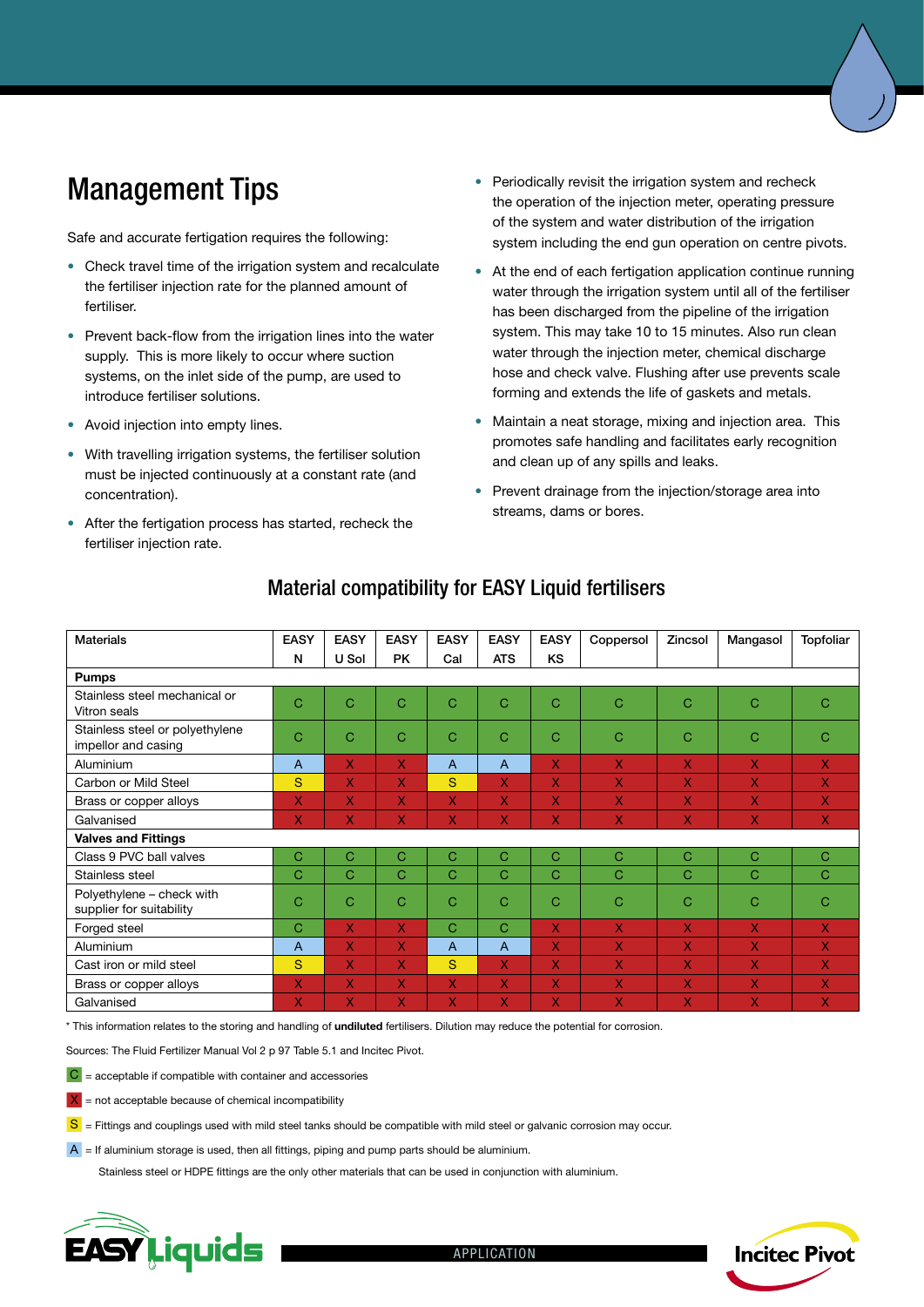## Management Tips

Safe and accurate fertigation requires the following:

- Check travel time of the irrigation system and recalculate the fertiliser injection rate for the planned amount of fertiliser.
- Prevent back-flow from the irrigation lines into the water supply. This is more likely to occur where suction systems, on the inlet side of the pump, are used to introduce fertiliser solutions.
- Avoid injection into empty lines.
- With travelling irrigation systems, the fertiliser solution must be injected continuously at a constant rate (and concentration).
- After the fertigation process has started, recheck the fertiliser injection rate.
- Periodically revisit the irrigation system and recheck the operation of the injection meter, operating pressure of the system and water distribution of the irrigation system including the end gun operation on centre pivots.
- At the end of each fertigation application continue running water through the irrigation system until all of the fertiliser has been discharged from the pipeline of the irrigation system. This may take 10 to 15 minutes. Also run clean water through the injection meter, chemical discharge hose and check valve. Flushing after use prevents scale forming and extends the life of gaskets and metals.
- Maintain a neat storage, mixing and injection area. This promotes safe handling and facilitates early recognition and clean up of any spills and leaks.
- Prevent drainage from the injection/storage area into streams, dams or bores.

## Material compatibility for EASY Liquid fertilisers

| Materials | EASY N | EASY U Sol | EASY PK | EASY Cal | EASY ATS | EASY KS | Coppersol | Zincsol | Mangasol | Topfoliar |
|---|---|---|---|---|---|---|---|---|---|---|
| **Pumps** | | | | | | | | | | |
| Stainless steel mechanical or Vitron seals | C | C | C | C | C | C | C | C | C | C |
| Stainless steel or polyethylene impellor and casing | C | C | C | C | C | C | C | C | C | C |
| Aluminium | A | X | X | A | A | X | X | X | X | X |
| Carbon or Mild Steel | S | X | X | S | X | X | X | X | X | X |
| Brass or copper alloys | X | X | X | X | X | X | X | X | X | X |
| Galvanised | X | X | X | X | X | X | X | X | X | X |
| **Valves and Fittings** | | | | | | | | | | |
| Class 9 PVC ball valves | C | C | C | C | C | C | C | C | C | C |
| Stainless steel | C | C | C | C | C | C | C | C | C | C |
| Polyethylene – check with supplier for suitability | C | C | C | C | C | C | C | C | C | C |
| Forged steel | C | X | X | C | C | X | X | X | X | X |
| Aluminium | A | X | X | A | A | X | X | X | X | X |
| Cast iron or mild steel | S | X | X | S | X | X | X | X | X | X |
| Brass or copper alloys | X | X | X | X | X | X | X | X | X | X |
| Galvanised | X | X | X | X | X | X | X | X | X | X |

* This information relates to the storing and handling of **undiluted** fertilisers. Dilution may reduce the potential for corrosion.

Sources: The Fluid Fertilizer Manual Vol 2 p 97 Table 5.1 and Incitec Pivot.

C = acceptable if compatible with container and accessories

X = not acceptable because of chemical incompatibility

S = Fittings and couplings used with mild steel tanks should be compatible with mild steel or galvanic corrosion may occur.

A = If aluminium storage is used, then all fittings, piping and pump parts should be aluminium.
Stainless steel or HDPE fittings are the only other materials that can be used in conjunction with aluminium.

EASY Liquids

APPLICATION

Incitec Pivot